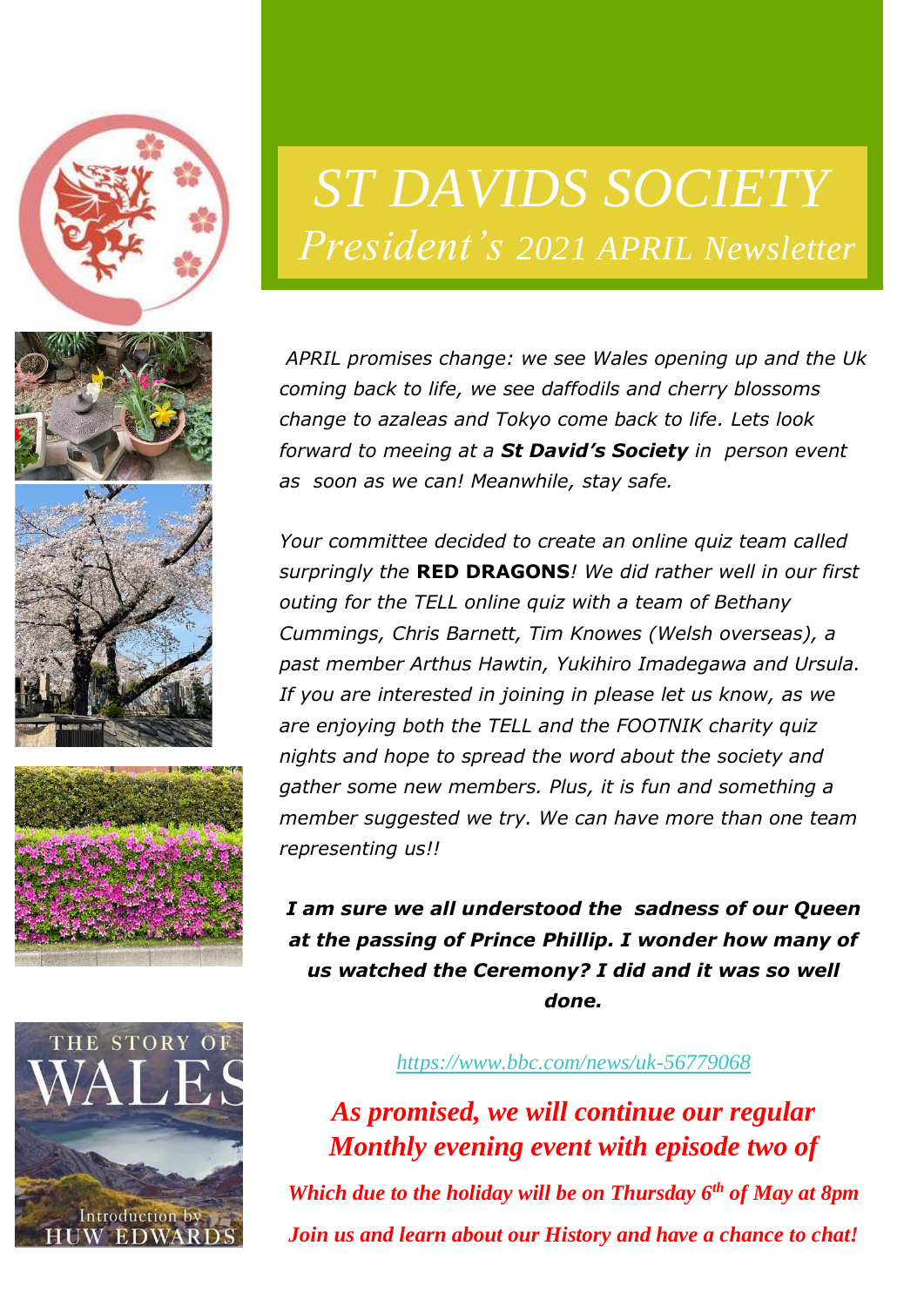# ST DAVIDS SOCIETY

## *President's 2021 APRIL Newsletter*

*APRIL promises change: we see Wales opening up and the Uk coming back to life, we see daffodils and cherry blossoms change to azaleas and Tokyo come back to life. Lets look forward to meeing at a **St David's Society** in person event as soon as we can! Meanwhile, stay safe.*

*Your committee decided to create an online quiz team called surpringly the* **RED DRAGONS***! We did rather well in our first outing for the TELL online quiz with a team of Bethany Cummings, Chris Barnett, Tim Knowes (Welsh overseas), a past member Arthus Hawtin, Yukihiro Imadegawa and Ursula. If you are interested in joining in please let us know, as we are enjoying both the TELL and the FOOTNIK charity quiz nights and hope to spread the word about the society and gather some new members. Plus, it is fun and something a member suggested we try. We can have more than one team representing us!!*

***I am sure we all understood the sadness of our Queen at the passing of Prince Phillip. I wonder how many of us watched the Ceremony? I did and it was so well done.***

*https://www.bbc.com/news/uk-56779068*

***As promised, we will continue our regular Monthly evening event with episode two of***

THE STORY OF WALES
Introduction by HUW EDWARDS

***Which due to the holiday will be on Thursday 6th of May at 8pm***

***Join us and learn about our History and have a chance to chat!***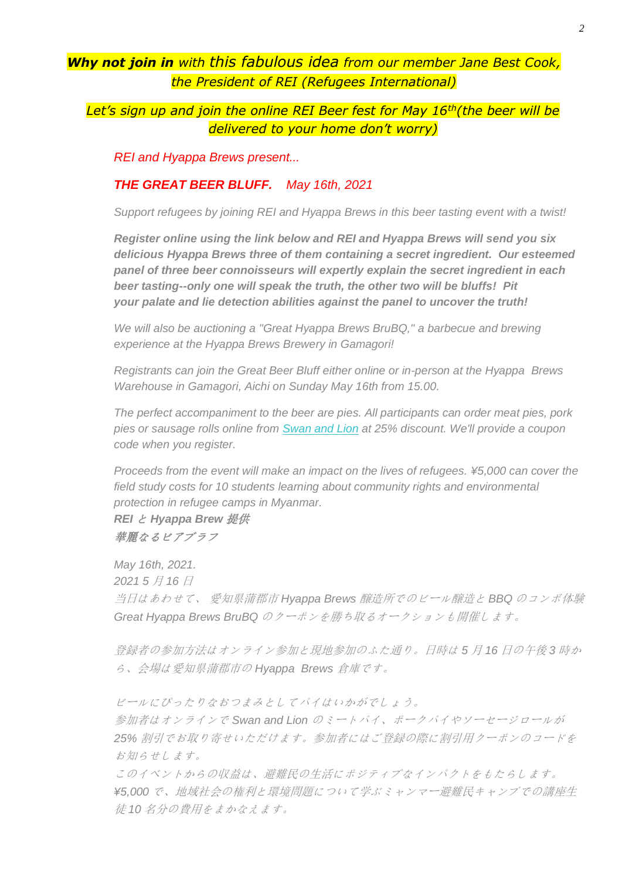***Why not join in** with this fabulous idea from our member Jane Best Cook, the President of REI (Refugees International)*

*Let's sign up and join the online REI Beer fest for May 16th(the beer will be delivered to your home don't worry)*

*REI and Hyappa Brews present...*

***THE GREAT BEER BLUFF.*** *May 16th, 2021*

*Support refugees by joining REI and Hyappa Brews in this beer tasting event with a twist!*

***Register online using the link below and REI and Hyappa Brews will send you six delicious Hyappa Brews three of them containing a secret ingredient. Our esteemed panel of three beer connoisseurs will expertly explain the secret ingredient in each beer tasting--only one will speak the truth, the other two will be bluffs! Pit your palate and lie detection abilities against the panel to uncover the truth!***

*We will also be auctioning a "Great Hyappa Brews BruBQ," a barbecue and brewing experience at the Hyappa Brews Brewery in Gamagori!*

*Registrants can join the Great Beer Bluff either online or in-person at the Hyappa Brews Warehouse in Gamagori, Aichi on Sunday May 16th from 15.00.*

*The perfect accompaniment to the beer are pies. All participants can order meat pies, pork pies or sausage rolls online from Swan and Lion at 25% discount. We'll provide a coupon code when you register.*

*Proceeds from the event will make an impact on the lives of refugees. ¥5,000 can cover the field study costs for 10 students learning about community rights and environmental protection in refugee camps in Myanmar.*

***REI と Hyappa Brew 提供***
***華麗なるビアブラフ***

*May 16th, 2021.*
*2021 5 月 16 日*
*当日はあわせて、 愛知県蒲郡市 Hyappa Brews 醸造所でのビール醸造と BBQ のコンボ体験 Great Hyappa Brews BruBQ のクーポンを勝ち取るオークションも開催します。*

*登録者の参加方法はオンライン参加と現地参加のふた通り。日時は 5 月 16 日の午後 3 時から、会場は愛知県蒲郡市の Hyappa Brews 倉庫です。*

*ビールにぴったりなおつまみとしてパイはいかがでしょう。*
*参加者はオンラインで Swan and Lion のミートパイ、ポークパイやソーセージロールが 25% 割引でお取り寄せいただけます。参加者にはご登録の際に割引用クーポンのコードをお知らせします。*
*このイベントからの収益は、避難民の生活にポジティブなインパクトをもたらします。 ¥5,000 で、地域社会の権利と環境問題について学ぶミャンマー避難民キャンプでの講座生徒 10 名分の費用をまかなえます。*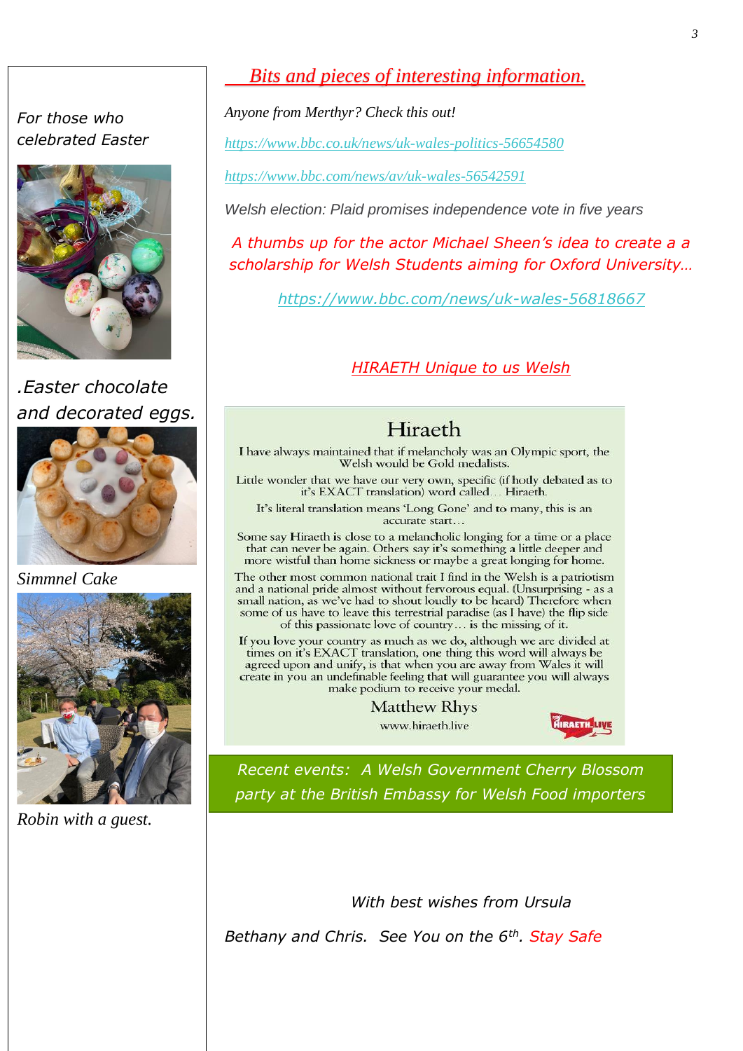For those who celebrated Easter

.Easter chocolate and decorated eggs.

*Simnnel Cake*

*Robin with a guest.*

## *Bits and pieces of interesting information.*

*Anyone from Merthyr? Check this out!*

*https://www.bbc.co.uk/news/uk-wales-politics-56654580*

*https://www.bbc.com/news/av/uk-wales-56542591*

*Welsh election: Plaid promises independence vote in five years*

*A thumbs up for the actor Michael Sheen's idea to create a a scholarship for Welsh Students aiming for Oxford University…*

*https://www.bbc.com/news/uk-wales-56818667*

### *HIRAETH Unique to us Welsh*

## Hiraeth

I have always maintained that if melancholy was an Olympic sport, the Welsh would be Gold medalists.

Little wonder that we have our very own, specific (if hotly debated as to it's EXACT translation) word called… Hiraeth.

It's literal translation means 'Long Gone' and to many, this is an accurate start…

Some say Hiraeth is close to a melancholic longing for a time or a place that can never be again. Others say it's something a little deeper and more wistful than home sickness or maybe a great longing for home.

The other most common national trait I find in the Welsh is a patriotism and a national pride almost without fervorous equal. (Unsurprising - as a small nation, as we've had to shout loudly to be heard) Therefore when some of us have to leave this terrestrial paradise (as I have) the flip side of this passionate love of country… is the missing of it.

If you love your country as much as we do, although we are divided at times on it's EXACT translation, one thing this word will always be agreed upon and unify, is that when you are away from Wales it will create in you an undefinable feeling that will guarantee you will always make podium to receive your medal.

Matthew Rhys

www.hiraeth.live

HIRAETH LIVE

*Recent events: A Welsh Government Cherry Blossom party at the British Embassy for Welsh Food importers*

*With best wishes from Ursula*

*Bethany and Chris. See You on the 6th. Stay Safe*